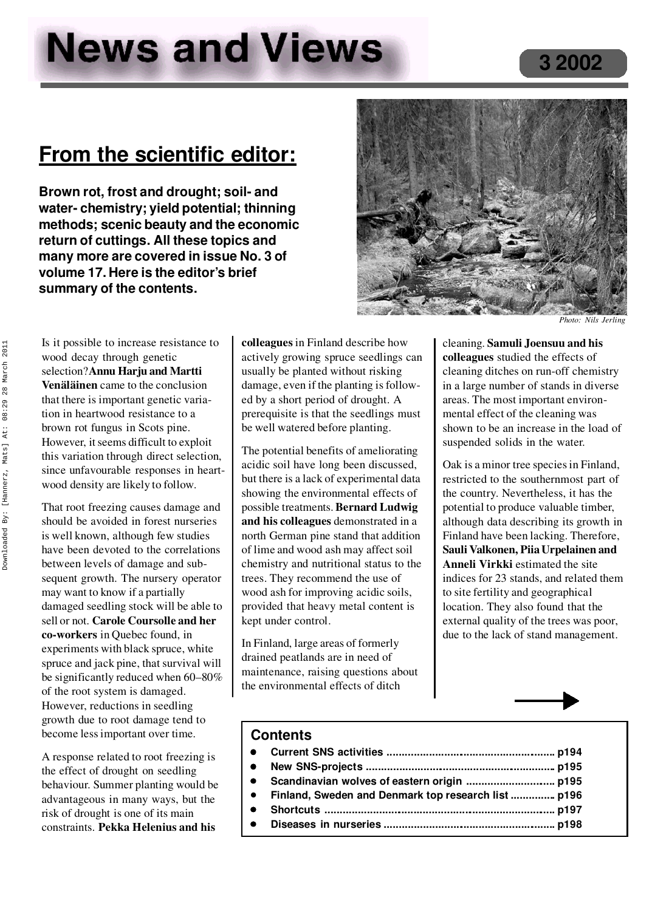# News and Views

3 2002

## From the scientific editor:

**Brown rot, frost and drought; soil- and water- chemistry; yield potential; thinning methods; scenic beauty and the economic return of cuttings. All these topics and many more are covered in issue No. 3 of volume 17. Here is the editor's brief summary of the contents.**

*Photo: Nils Jerling*

Is it possible to increase resistance to wood decay through genetic selection? **Annu Harju and Martti Venäläinen** came to the conclusion that there is important genetic variation in heartwood resistance to a brown rot fungus in Scots pine. However, it seems difficult to exploit this variation through direct selection, since unfavourable responses in heartwood density are likely to follow.

That root freezing causes damage and should be avoided in forest nurseries is well known, although few studies have been devoted to the correlations between levels of damage and subsequent growth. The nursery operator may want to know if a partially damaged seedling stock will be able to sell or not. **Carole Coursolle and her co-workers** in Quebec found, in experiments with black spruce, white spruce and jack pine, that survival will be significantly reduced when 60–80% of the root system is damaged. However, reductions in seedling growth due to root damage tend to become less important over time.

A response related to root freezing is the effect of drought on seedling behaviour. Summer planting would be advantageous in many ways, but the risk of drought is one of its main constraints. **Pekka Helenius and his colleagues** in Finland describe how actively growing spruce seedlings can usually be planted without risking damage, even if the planting is followed by a short period of drought. A prerequisite is that the seedlings must be well watered before planting.

The potential benefits of ameliorating acidic soil have long been discussed, but there is a lack of experimental data showing the environmental effects of possible treatments. **Bernard Ludwig and his colleagues** demonstrated in a north German pine stand that addition of lime and wood ash may affect soil chemistry and nutritional status to the trees. They recommend the use of wood ash for improving acidic soils, provided that heavy metal content is kept under control.

In Finland, large areas of formerly drained peatlands are in need of maintenance, raising questions about the environmental effects of ditch cleaning. **Samuli Joensuu and his colleagues** studied the effects of cleaning ditches on run-off chemistry in a large number of stands in diverse areas. The most important environmental effect of the cleaning was shown to be an increase in the load of suspended solids in the water.

Oak is a minor tree species in Finland, restricted to the southernmost part of the country. Nevertheless, it has the potential to produce valuable timber, although data describing its growth in Finland have been lacking. Therefore, **Sauli Valkonen, Piia Urpelainen and Anneli Virkki** estimated the site indices for 23 stands, and related them to site fertility and geographical location. They also found that the external quality of the trees was poor, due to the lack of stand management.

### Contents

- **Current SNS activities ........ p194**
- **New SNS-projects ........ p195**
- **Scandinavian wolves of eastern origin ........ p195**
- **Finland, Sweden and Denmark top research list ........ p196**
- **Shortcuts ........ p197**
- **Diseases in nurseries ........ p198**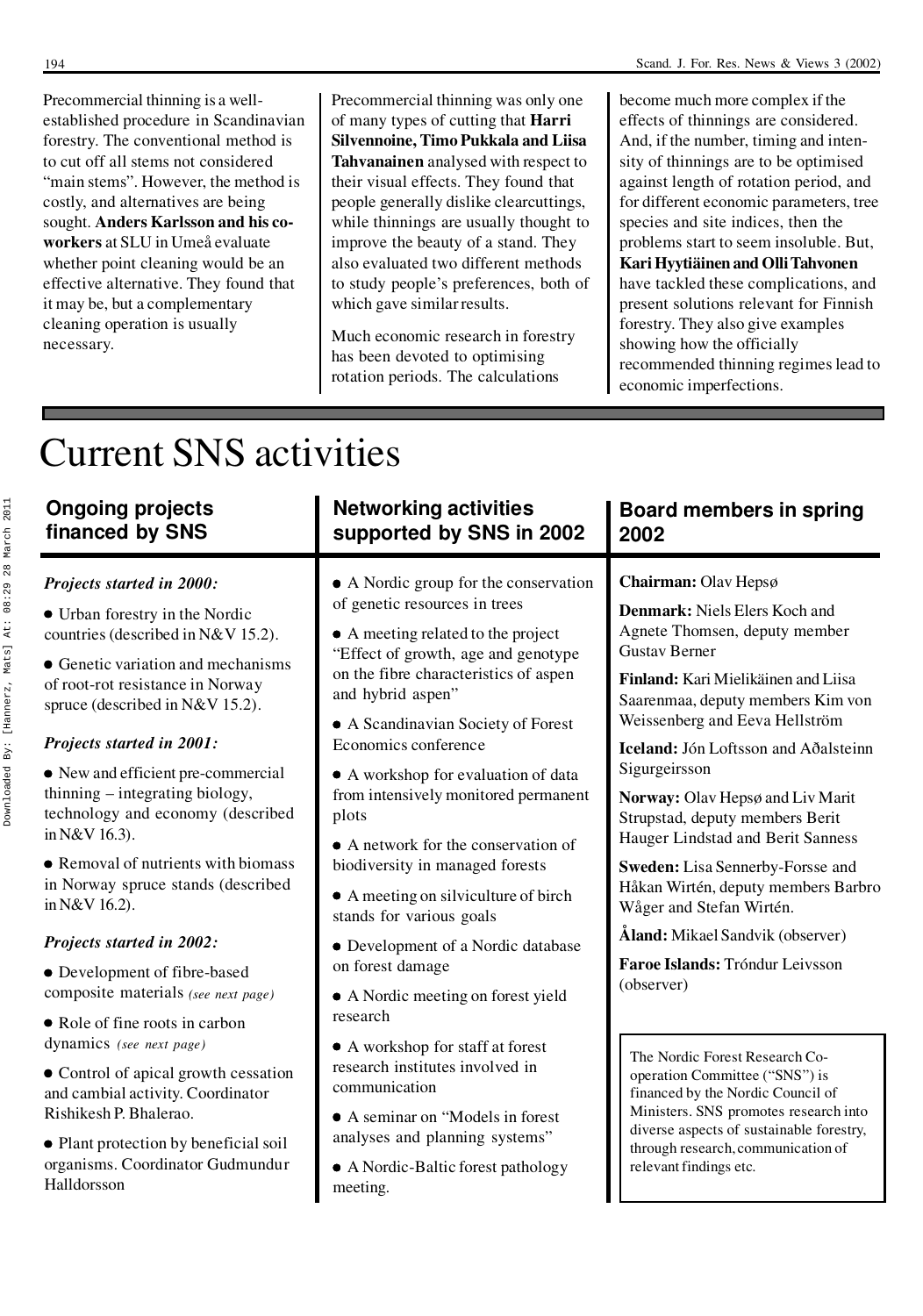Precommercial thinning is a well-established procedure in Scandinavian forestry. The conventional method is to cut off all stems not considered "main stems". However, the method is costly, and alternatives are being sought. **Anders Karlsson and his co-workers** at SLU in Umeå evaluate whether point cleaning would be an effective alternative. They found that it may be, but a complementary cleaning operation is usually necessary.

Precommercial thinning was only one of many types of cutting that **Harri Silvennoine, Timo Pukkala and Liisa Tahvanainen** analysed with respect to their visual effects. They found that people generally dislike clearcuttings, while thinnings are usually thought to improve the beauty of a stand. They also evaluated two different methods to study people's preferences, both of which gave similar results.

Much economic research in forestry has been devoted to optimising rotation periods. The calculations become much more complex if the effects of thinnings are considered. And, if the number, timing and intensity of thinnings are to be optimised against length of rotation period, and for different economic parameters, tree species and site indices, then the problems start to seem insoluble. But, **Kari Hyytiäinen and Olli Tahvonen** have tackled these complications, and present solutions relevant for Finnish forestry. They also give examples showing how the officially recommended thinning regimes lead to economic imperfections.

# Current SNS activities

## Ongoing projects financed by SNS

***Projects started in 2000:***

- Urban forestry in the Nordic countries (described in N&V 15.2).
- Genetic variation and mechanisms of root-rot resistance in Norway spruce (described in N&V 15.2).

***Projects started in 2001:***

- New and efficient pre-commercial thinning – integrating biology, technology and economy (described in N&V 16.3).
- Removal of nutrients with biomass in Norway spruce stands (described in N&V 16.2).

***Projects started in 2002:***

- Development of fibre-based composite materials *(see next page)*
- Role of fine roots in carbon dynamics *(see next page)*
- Control of apical growth cessation and cambial activity. Coordinator Rishikesh P. Bhalerao.
- Plant protection by beneficial soil organisms. Coordinator Gudmundur Halldorsson

## Networking activities supported by SNS in 2002

- A Nordic group for the conservation of genetic resources in trees
- A meeting related to the project "Effect of growth, age and genotype on the fibre characteristics of aspen and hybrid aspen"
- A Scandinavian Society of Forest Economics conference
- A workshop for evaluation of data from intensively monitored permanent plots
- A network for the conservation of biodiversity in managed forests
- A meeting on silviculture of birch stands for various goals
- Development of a Nordic database on forest damage
- A Nordic meeting on forest yield research
- A workshop for staff at forest research institutes involved in communication
- A seminar on "Models in forest analyses and planning systems"
- A Nordic-Baltic forest pathology meeting.

## Board members in spring 2002

**Chairman:** Olav Hepsø

**Denmark:** Niels Elers Koch and Agnete Thomsen, deputy member Gustav Berner

**Finland:** Kari Mielikäinen and Liisa Saarenmaa, deputy members Kim von Weissenberg and Eeva Hellström

**Iceland:** Jón Loftsson and Aðalsteinn Sigurgeirsson

**Norway:** Olav Hepsø and Liv Marit Strupstad, deputy members Berit Hauger Lindstad and Berit Sanness

**Sweden:** Lisa Sennerby-Forsse and Håkan Wirtén, deputy members Barbro Wåger and Stefan Wirtén.

**Åland:** Mikael Sandvik (observer)

**Faroe Islands:** Tróndur Leivsson (observer)

The Nordic Forest Research Co-operation Committee ("SNS") is financed by the Nordic Council of Ministers. SNS promotes research into diverse aspects of sustainable forestry, through research, communication of relevant findings etc.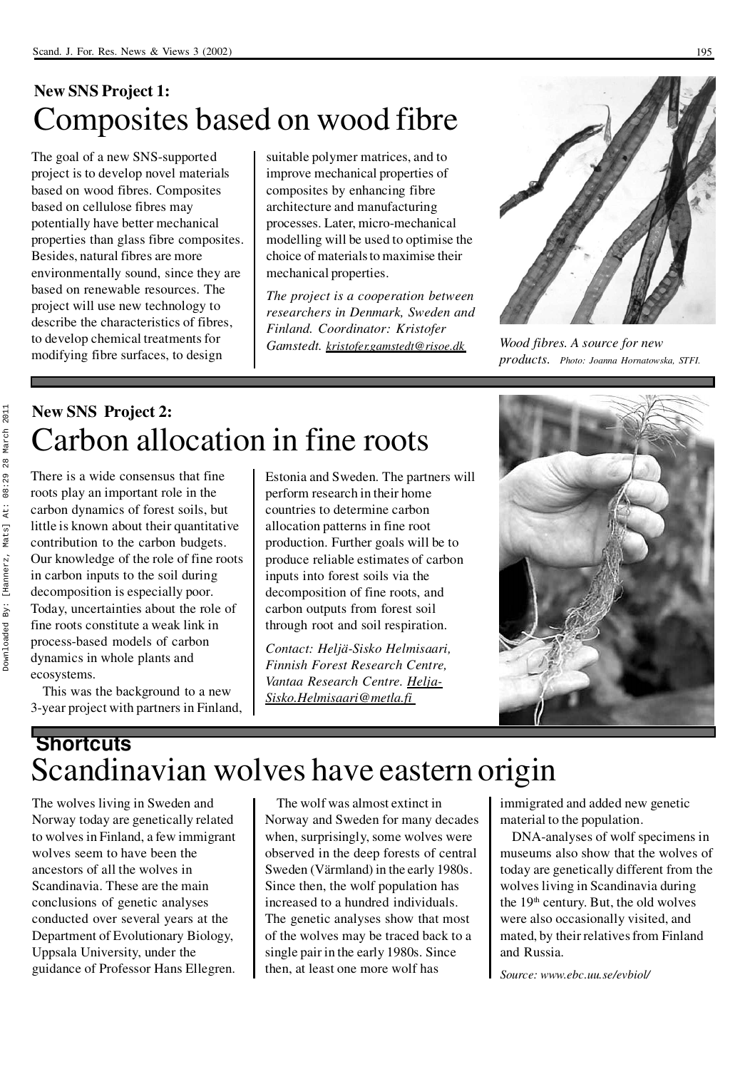**New SNS Project 1:**

# Composites based on wood fibre

The goal of a new SNS-supported project is to develop novel materials based on wood fibres. Composites based on cellulose fibres may potentially have better mechanical properties than glass fibre composites. Besides, natural fibres are more environmentally sound, since they are based on renewable resources. The project will use new technology to describe the characteristics of fibres, to develop chemical treatments for modifying fibre surfaces, to design suitable polymer matrices, and to improve mechanical properties of composites by enhancing fibre architecture and manufacturing processes. Later, micro-mechanical modelling will be used to optimise the choice of materials to maximise their mechanical properties.

*The project is a cooperation between researchers in Denmark, Sweden and Finland. Coordinator: Kristofer Gamstedt. kristofer.gamstedt@risoe.dk*

*Wood fibres. A source for new products. Photo: Joanna Hornatowska, STFI.*

**New SNS Project 2:**

# Carbon allocation in fine roots

There is a wide consensus that fine roots play an important role in the carbon dynamics of forest soils, but little is known about their quantitative contribution to the carbon budgets. Our knowledge of the role of fine roots in carbon inputs to the soil during decomposition is especially poor. Today, uncertainties about the role of fine roots constitute a weak link in process-based models of carbon dynamics in whole plants and ecosystems.

This was the background to a new 3-year project with partners in Finland, Estonia and Sweden. The partners will perform research in their home countries to determine carbon allocation patterns in fine root production. Further goals will be to produce reliable estimates of carbon inputs into forest soils via the decomposition of fine roots, and carbon outputs from forest soil through root and soil respiration.

*Contact: Heljä-Sisko Helmisaari, Finnish Forest Research Centre, Vantaa Research Centre. Helja-Sisko.Helmisaari@metla.fi*

**Shortcuts**

# Scandinavian wolves have eastern origin

The wolves living in Sweden and Norway today are genetically related to wolves in Finland, a few immigrant wolves seem to have been the ancestors of all the wolves in Scandinavia. These are the main conclusions of genetic analyses conducted over several years at the Department of Evolutionary Biology, Uppsala University, under the guidance of Professor Hans Ellegren.

The wolf was almost extinct in Norway and Sweden for many decades when, surprisingly, some wolves were observed in the deep forests of central Sweden (Värmland) in the early 1980s. Since then, the wolf population has increased to a hundred individuals. The genetic analyses show that most of the wolves may be traced back to a single pair in the early 1980s. Since then, at least one more wolf has immigrated and added new genetic material to the population.

DNA-analyses of wolf specimens in museums also show that the wolves of today are genetically different from the wolves living in Scandinavia during the 19th century. But, the old wolves were also occasionally visited, and mated, by their relatives from Finland and Russia.

*Source: www.ebc.uu.se/evbiol/*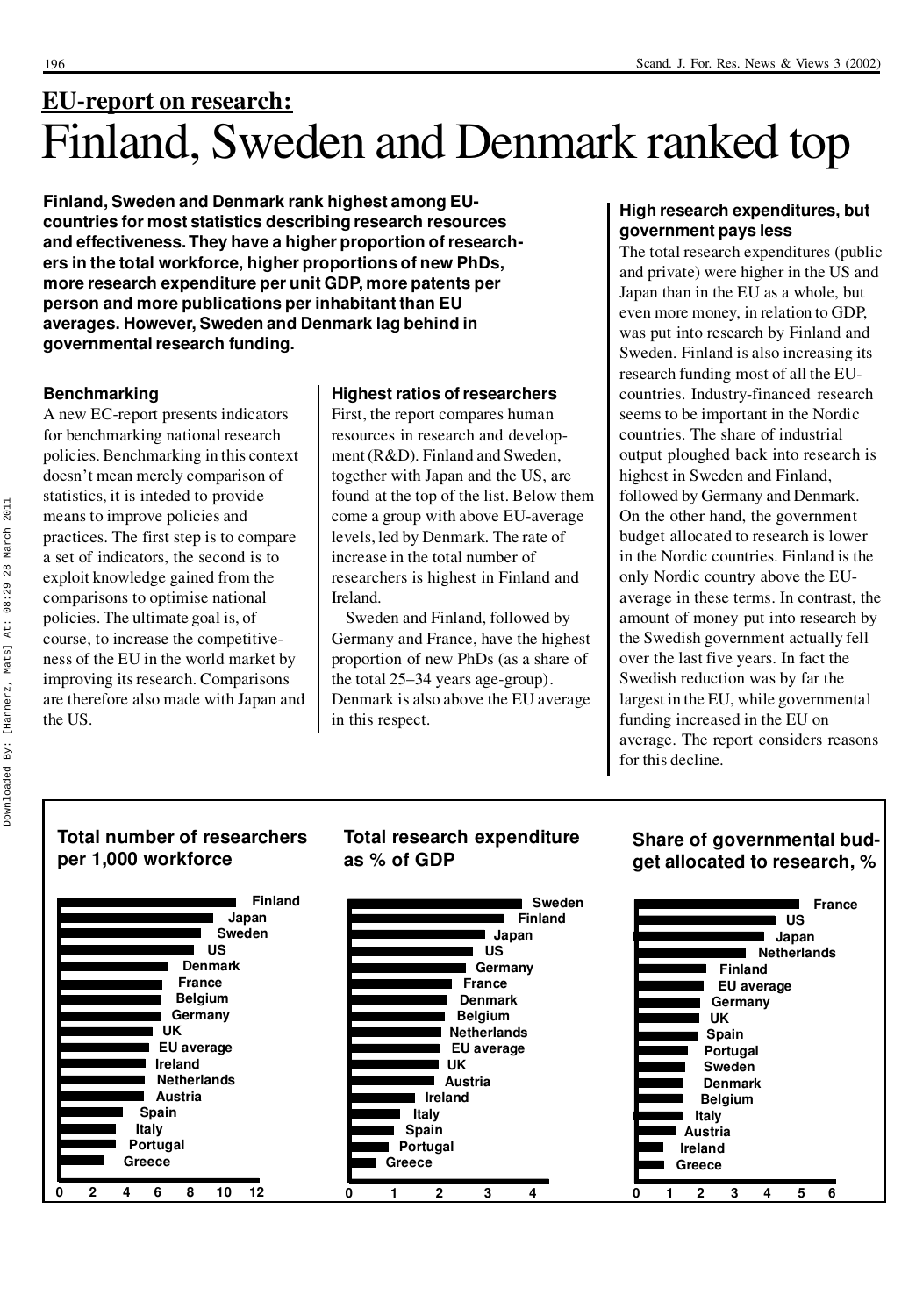**EU-report on research:**

# Finland, Sweden and Denmark ranked top

**Finland, Sweden and Denmark rank highest among EU-countries for most statistics describing research resources and effectiveness. They have a higher proportion of researchers in the total workforce, higher proportions of new PhDs, more research expenditure per unit GDP, more patents per person and more publications per inhabitant than EU averages. However, Sweden and Denmark lag behind in governmental research funding.**

### Benchmarking

A new EC-report presents indicators for benchmarking national research policies. Benchmarking in this context doesn't mean merely comparison of statistics, it is inteded to provide means to improve policies and practices. The first step is to compare a set of indicators, the second is to exploit knowledge gained from the comparisons to optimise national policies. The ultimate goal is, of course, to increase the competitiveness of the EU in the world market by improving its research. Comparisons are therefore also made with Japan and the US.

### Highest ratios of researchers

First, the report compares human resources in research and development (R&D). Finland and Sweden, together with Japan and the US, are found at the top of the list. Below them come a group with above EU-average levels, led by Denmark. The rate of increase in the total number of researchers is highest in Finland and Ireland.

Sweden and Finland, followed by Germany and France, have the highest proportion of new PhDs (as a share of the total 25–34 years age-group). Denmark is also above the EU average in this respect.

### High research expenditures, but government pays less

The total research expenditures (public and private) were higher in the US and Japan than in the EU as a whole, but even more money, in relation to GDP, was put into research by Finland and Sweden. Finland is also increasing its research funding most of all the EU-countries. Industry-financed research seems to be important in the Nordic countries. The share of industrial output ploughed back into research is highest in Sweden and Finland, followed by Germany and Denmark. On the other hand, the government budget allocated to research is lower in the Nordic countries. Finland is the only Nordic country above the EU-average in these terms. In contrast, the amount of money put into research by the Swedish government actually fell over the last five years. In fact the Swedish reduction was by far the largest in the EU, while governmental funding increased in the EU on average. The report considers reasons for this decline.

**Total number of researchers per 1,000 workforce**

Finland, Japan, Sweden, US, Denmark, France, Belgium, Germany, UK, EU average, Ireland, Netherlands, Austria, Spain, Italy, Portugal, Greece

(Axis: 0 2 4 6 8 10 12)

**Total research expenditure as % of GDP**

Sweden, Finland, Japan, US, Germany, France, Denmark, Belgium, Netherlands, EU average, UK, Austria, Ireland, Italy, Spain, Portugal, Greece

(Axis: 0 1 2 3 4)

**Share of governmental budget allocated to research, %**

France, US, Japan, Netherlands, Finland, EU average, Germany, UK, Spain, Portugal, Sweden, Denmark, Belgium, Italy, Austria, Ireland, Greece

(Axis: 0 1 2 3 4 5 6)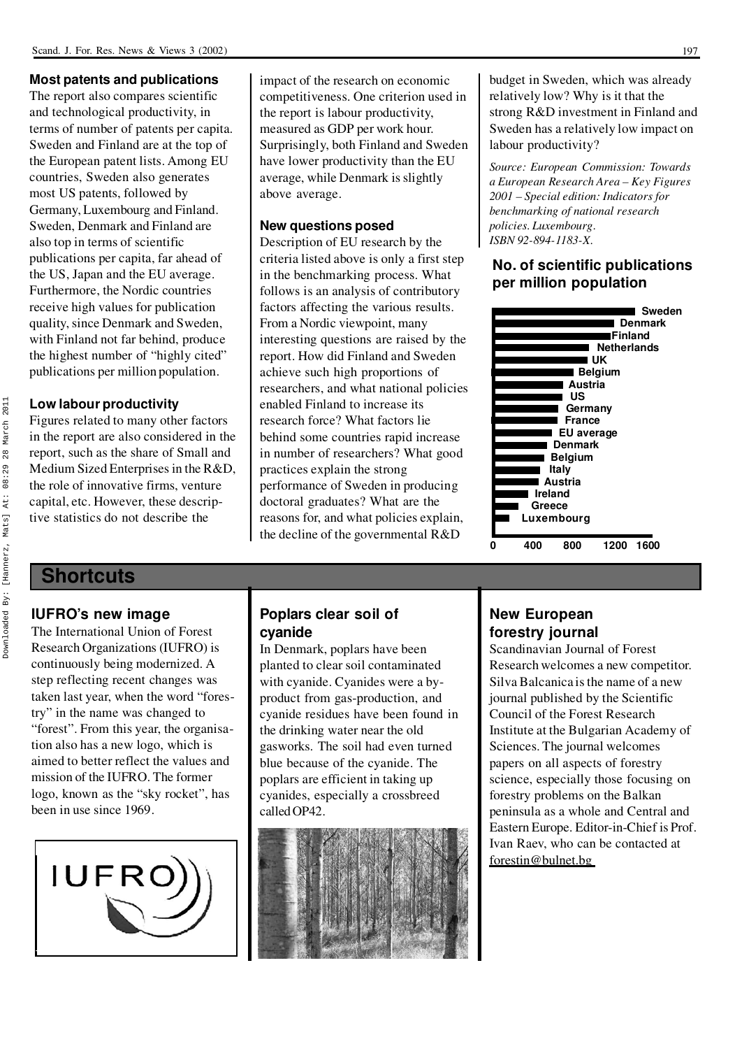## Most patents and publications

The report also compares scientific and technological productivity, in terms of number of patents per capita. Sweden and Finland are at the top of the European patent lists. Among EU countries, Sweden also generates most US patents, followed by Germany, Luxembourg and Finland. Sweden, Denmark and Finland are also top in terms of scientific publications per capita, far ahead of the US, Japan and the EU average. Furthermore, the Nordic countries receive high values for publication quality, since Denmark and Sweden, with Finland not far behind, produce the highest number of "highly cited" publications per million population.

## Low labour productivity

Figures related to many other factors in the report are also considered in the report, such as the share of Small and Medium Sized Enterprises in the R&D, the role of innovative firms, venture capital, etc. However, these descriptive statistics do not describe the impact of the research on economic competitiveness. One criterion used in the report is labour productivity, measured as GDP per work hour. Surprisingly, both Finland and Sweden have lower productivity than the EU average, while Denmark is slightly above average.

## New questions posed

Description of EU research by the criteria listed above is only a first step in the benchmarking process. What follows is an analysis of contributory factors affecting the various results. From a Nordic viewpoint, many interesting questions are raised by the report. How did Finland and Sweden achieve such high proportions of researchers, and what national policies enabled Finland to increase its research force? What factors lie behind some countries rapid increase in number of researchers? What good practices explain the strong performance of Sweden in producing doctoral graduates? What are the reasons for, and what policies explain, the decline of the governmental R&D budget in Sweden, which was already relatively low? Why is it that the strong R&D investment in Finland and Sweden has a relatively low impact on labour productivity?

*Source: European Commission: Towards a European Research Area – Key Figures 2001 – Special edition: Indicators for benchmarking of national research policies. Luxembourg. ISBN 92-894-1183-X.*

## No. of scientific publications per million population

Sweden, Denmark, Finland, Netherlands, UK, Belgium, Austria, US, Germany, France, EU average, Denmark, Belgium, Italy, Austria, Ireland, Greece, Luxembourg

0 400 800 1200 1600

# Shortcuts

## IUFRO's new image

The International Union of Forest Research Organizations (IUFRO) is continuously being modernized. A step reflecting recent changes was taken last year, when the word "forestry" in the name was changed to "forest". From this year, the organisation also has a new logo, which is aimed to better reflect the values and mission of the IUFRO. The former logo, known as the "sky rocket", has been in use since 1969.

## Poplars clear soil of cyanide

In Denmark, poplars have been planted to clear soil contaminated with cyanide. Cyanides were a by-product from gas-production, and cyanide residues have been found in the drinking water near the old gasworks. The soil had even turned blue because of the cyanide. The poplars are efficient in taking up cyanides, especially a crossbreed called OP42.

## New European forestry journal

Scandinavian Journal of Forest Research welcomes a new competitor. Silva Balcanica is the name of a new journal published by the Scientific Council of the Forest Research Institute at the Bulgarian Academy of Sciences. The journal welcomes papers on all aspects of forestry science, especially those focusing on forestry problems on the Balkan peninsula as a whole and Central and Eastern Europe. Editor-in-Chief is Prof. Ivan Raev, who can be contacted at forestin@bulnet.bg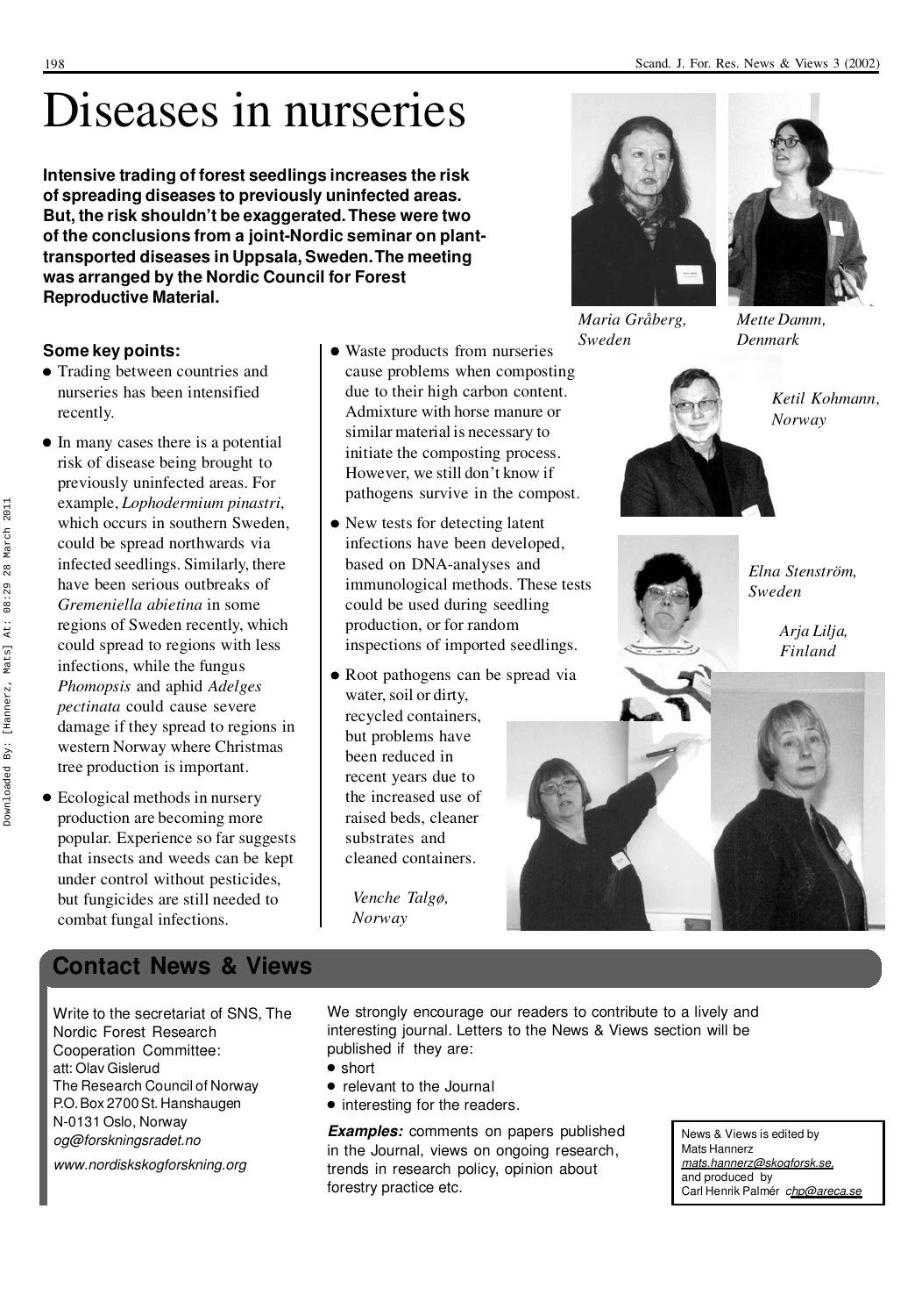# Diseases in nurseries

**Intensive trading of forest seedlings increases the risk of spreading diseases to previously uninfected areas. But, the risk shouldn't be exaggerated. These were two of the conclusions from a joint-Nordic seminar on plant-transported diseases in Uppsala, Sweden. The meeting was arranged by the Nordic Council for Forest Reproductive Material.**

### Some key points:

- Trading between countries and nurseries has been intensified recently.
- In many cases there is a potential risk of disease being brought to previously uninfected areas. For example, *Lophodermium pinastri*, which occurs in southern Sweden, could be spread northwards via infected seedlings. Similarly, there have been serious outbreaks of *Gremeniella abietina* in some regions of Sweden recently, which could spread to regions with less infections, while the fungus *Phomopsis* and aphid *Adelges pectinata* could cause severe damage if they spread to regions in western Norway where Christmas tree production is important.
- Ecological methods in nursery production are becoming more popular. Experience so far suggests that insects and weeds can be kept under control without pesticides, but fungicides are still needed to combat fungal infections.
- Waste products from nurseries cause problems when composting due to their high carbon content. Admixture with horse manure or similar material is necessary to initiate the composting process. However, we still don't know if pathogens survive in the compost.
- New tests for detecting latent infections have been developed, based on DNA-analyses and immunological methods. These tests could be used during seedling production, or for random inspections of imported seedlings.
- Root pathogens can be spread via water, soil or dirty, recycled containers, but problems have been reduced in recent years due to the increased use of raised beds, cleaner substrates and cleaned containers.

*Maria Gråberg, Sweden*

*Mette Damm, Denmark*

*Ketil Kohmann, Norway*

*Elna Stenström, Sweden*

*Arja Lilja, Finland*

*Venche Talgø, Norway*

## Contact News & Views

Write to the secretariat of SNS, The Nordic Forest Research Cooperation Committee:
att: Olav Gislerud
The Research Council of Norway
P.O. Box 2700 St. Hanshaugen
N-0131 Oslo, Norway
*og@forskningsradet.no*

*www.nordiskskogforskning.org*

We strongly encourage our readers to contribute to a lively and interesting journal. Letters to the News & Views section will be published if they are:

- short
- relevant to the Journal
- interesting for the readers.

***Examples:*** comments on papers published in the Journal, views on ongoing research, trends in research policy, opinion about forestry practice etc.

News & Views is edited by
Mats Hannerz
*mats.hannerz@skogforsk.se,*
and produced by
Carl Henrik Palmér *chp@areca.se*